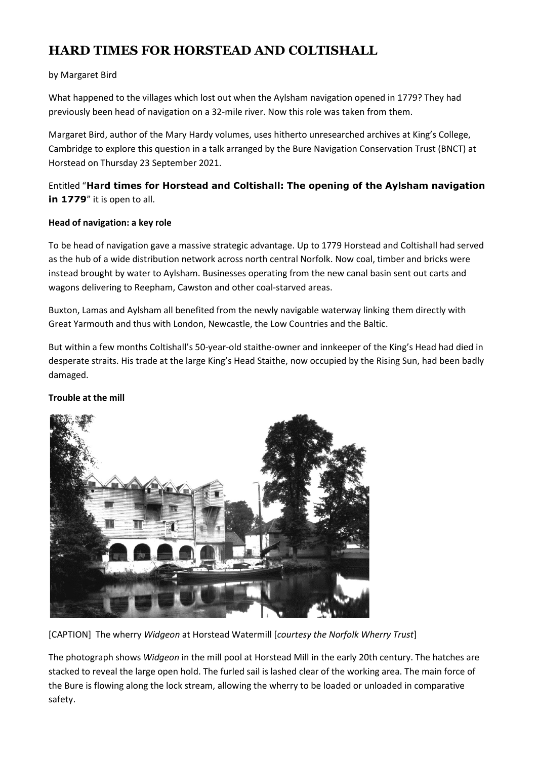# HARD TIMES FOR HORSTEAD AND COLTISHALL

by Margaret Bird

What happened to the villages which lost out when the Aylsham navigation opened in 1779? They had previously been head of navigation on a 32-mile river. Now this role was taken from them.

Margaret Bird, author of the Mary Hardy volumes, uses hitherto unresearched archives at King's College, Cambridge to explore this question in a talk arranged by the Bure Navigation Conservation Trust (BNCT) at Horstead on Thursday 23 September 2021.

Entitled "**Hard times for Horstead and Coltishall: The opening of the Aylsham navigation in 1779**" it is open to all.

**Head of navigation: a key role**

To be head of navigation gave a massive strategic advantage. Up to 1779 Horstead and Coltishall had served as the hub of a wide distribution network across north central Norfolk. Now coal, timber and bricks were instead brought by water to Aylsham. Businesses operating from the new canal basin sent out carts and wagons delivering to Reepham, Cawston and other coal-starved areas.

Buxton, Lamas and Aylsham all benefited from the newly navigable waterway linking them directly with Great Yarmouth and thus with London, Newcastle, the Low Countries and the Baltic.

But within a few months Coltishall's 50-year-old staithe-owner and innkeeper of the King's Head had died in desperate straits. His trade at the large King's Head Staithe, now occupied by the Rising Sun, had been badly damaged.

**Trouble at the mill**

[CAPTION] The wherry *Widgeon* at Horstead Watermill [*courtesy the Norfolk Wherry Trust*]

The photograph shows *Widgeon* in the mill pool at Horstead Mill in the early 20th century. The hatches are stacked to reveal the large open hold. The furled sail is lashed clear of the working area. The main force of the Bure is flowing along the lock stream, allowing the wherry to be loaded or unloaded in comparative safety.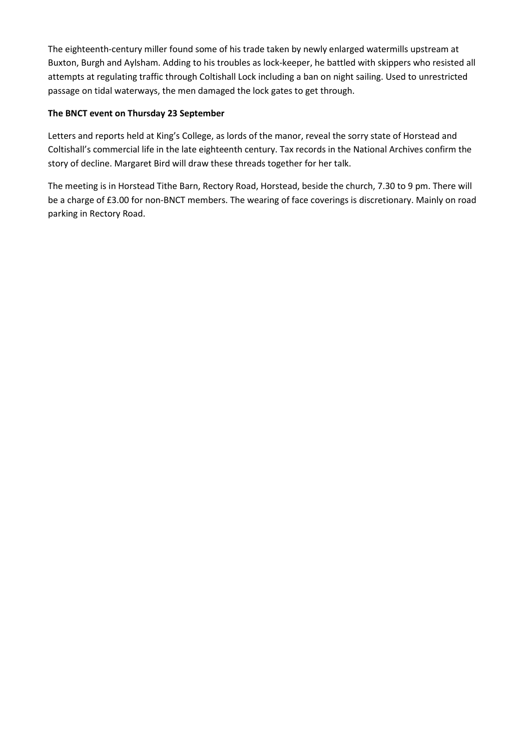The eighteenth-century miller found some of his trade taken by newly enlarged watermills upstream at Buxton, Burgh and Aylsham. Adding to his troubles as lock-keeper, he battled with skippers who resisted all attempts at regulating traffic through Coltishall Lock including a ban on night sailing. Used to unrestricted passage on tidal waterways, the men damaged the lock gates to get through.

**The BNCT event on Thursday 23 September**

Letters and reports held at King's College, as lords of the manor, reveal the sorry state of Horstead and Coltishall's commercial life in the late eighteenth century. Tax records in the National Archives confirm the story of decline. Margaret Bird will draw these threads together for her talk.

The meeting is in Horstead Tithe Barn, Rectory Road, Horstead, beside the church, 7.30 to 9 pm. There will be a charge of £3.00 for non-BNCT members. The wearing of face coverings is discretionary. Mainly on road parking in Rectory Road.